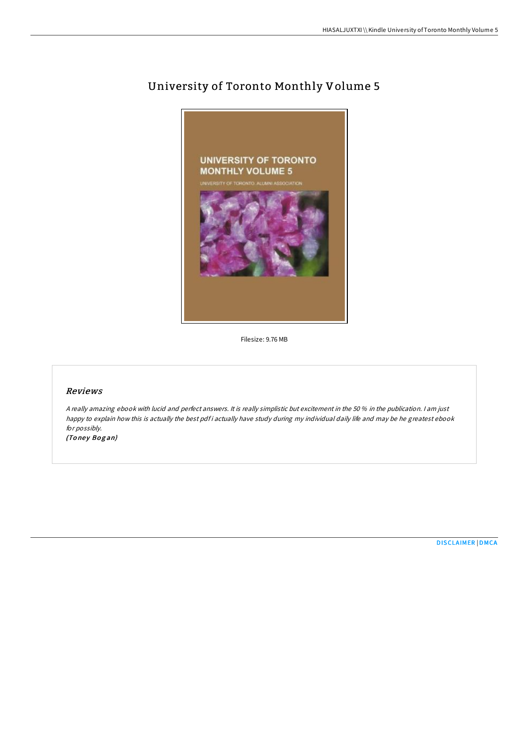# University of Toronto Monthly Volume 5

Filesize: 9.76 MB

## Reviews

*A really amazing ebook with lucid and perfect answers. It is really simplistic but excitement in the 50 % in the publication. I am just happy to explain how this is actually the best pdf i actually have study during my individual daily life and may be he greatest ebook for possibly.*

*(Toney Bogan)*

DISCLAIMER | DMCA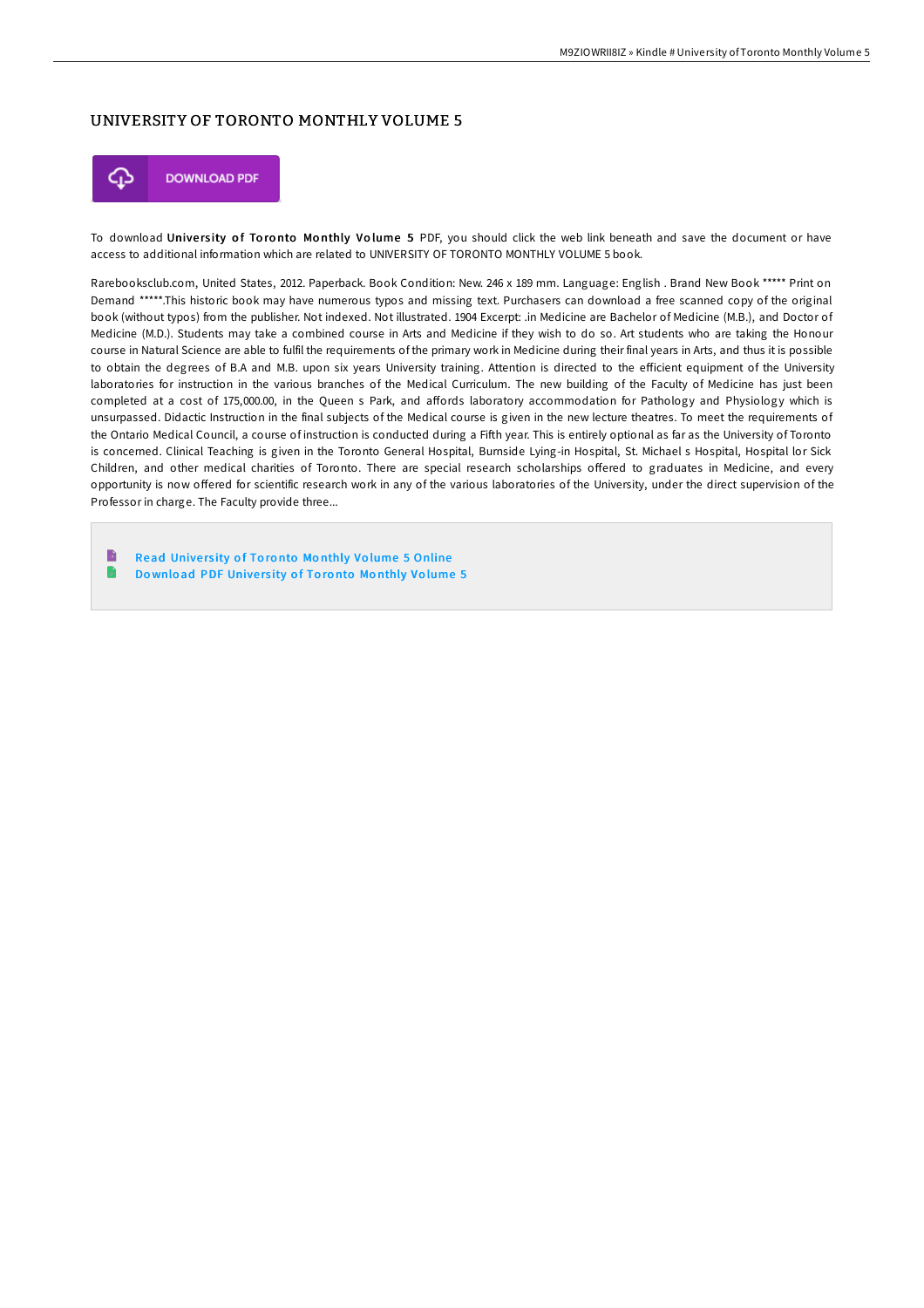# UNIVERSITY OF TORONTO MONTHLY VOLUME 5

DOWNLOAD PDF

To download **University of Toronto Monthly Volume 5** PDF, you should click the web link beneath and save the document or have access to additional information which are related to UNIVERSITY OF TORONTO MONTHLY VOLUME 5 book.

Rarebooksclub.com, United States, 2012. Paperback. Book Condition: New. 246 x 189 mm. Language: English . Brand New Book ***** Print on Demand *****.This historic book may have numerous typos and missing text. Purchasers can download a free scanned copy of the original book (without typos) from the publisher. Not indexed. Not illustrated. 1904 Excerpt: .in Medicine are Bachelor of Medicine (M.B.), and Doctor of Medicine (M.D.). Students may take a combined course in Arts and Medicine if they wish to do so. Art students who are taking the Honour course in Natural Science are able to fulfil the requirements of the primary work in Medicine during their final years in Arts, and thus it is possible to obtain the degrees of B.A and M.B. upon six years University training. Attention is directed to the efficient equipment of the University laboratories for instruction in the various branches of the Medical Curriculum. The new building of the Faculty of Medicine has just been completed at a cost of 175,000.00, in the Queen s Park, and affords laboratory accommodation for Pathology and Physiology which is unsurpassed. Didactic Instruction in the final subjects of the Medical course is given in the new lecture theatres. To meet the requirements of the Ontario Medical Council, a course of instruction is conducted during a Fifth year. This is entirely optional as far as the University of Toronto is concerned. Clinical Teaching is given in the Toronto General Hospital, Burnside Lying-in Hospital, St. Michael s Hospital, Hospital lor Sick Children, and other medical charities of Toronto. There are special research scholarships offered to graduates in Medicine, and every opportunity is now offered for scientific research work in any of the various laboratories of the University, under the direct supervision of the Professor in charge. The Faculty provide three...

- Read University of Toronto Monthly Volume 5 Online
- Download PDF University of Toronto Monthly Volume 5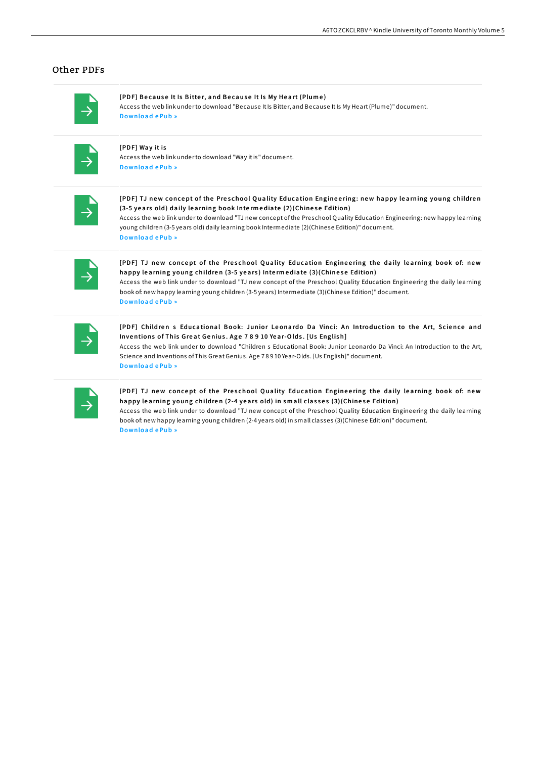## Other PDFs

**[PDF] Because It Is Bitter, and Because It Is My Heart (Plume)**
Access the web link under to download "Because It Is Bitter, and Because It Is My Heart (Plume)" document.
Download ePub »

**[PDF] Way it is**
Access the web link under to download "Way it is" document.
Download ePub »

**[PDF] TJ new concept of the Preschool Quality Education Engineering: new happy learning young children (3-5 years old) daily learning book Intermediate (2)(Chinese Edition)**
Access the web link under to download "TJ new concept of the Preschool Quality Education Engineering: new happy learning young children (3-5 years old) daily learning book Intermediate (2)(Chinese Edition)" document.
Download ePub »

**[PDF] TJ new concept of the Preschool Quality Education Engineering the daily learning book of: new happy learning young children (3-5 years) Intermediate (3)(Chinese Edition)**
Access the web link under to download "TJ new concept of the Preschool Quality Education Engineering the daily learning book of: new happy learning young children (3-5 years) Intermediate (3)(Chinese Edition)" document.
Download ePub »

**[PDF] Children s Educational Book: Junior Leonardo Da Vinci: An Introduction to the Art, Science and Inventions of This Great Genius. Age 7 8 9 10 Year-Olds. [Us English]**
Access the web link under to download "Children s Educational Book: Junior Leonardo Da Vinci: An Introduction to the Art, Science and Inventions of This Great Genius. Age 7 8 9 10 Year-Olds. [Us English]" document.
Download ePub »

**[PDF] TJ new concept of the Preschool Quality Education Engineering the daily learning book of: new happy learning young children (2-4 years old) in small classes (3)(Chinese Edition)**
Access the web link under to download "TJ new concept of the Preschool Quality Education Engineering the daily learning book of: new happy learning young children (2-4 years old) in small classes (3)(Chinese Edition)" document.
Download ePub »